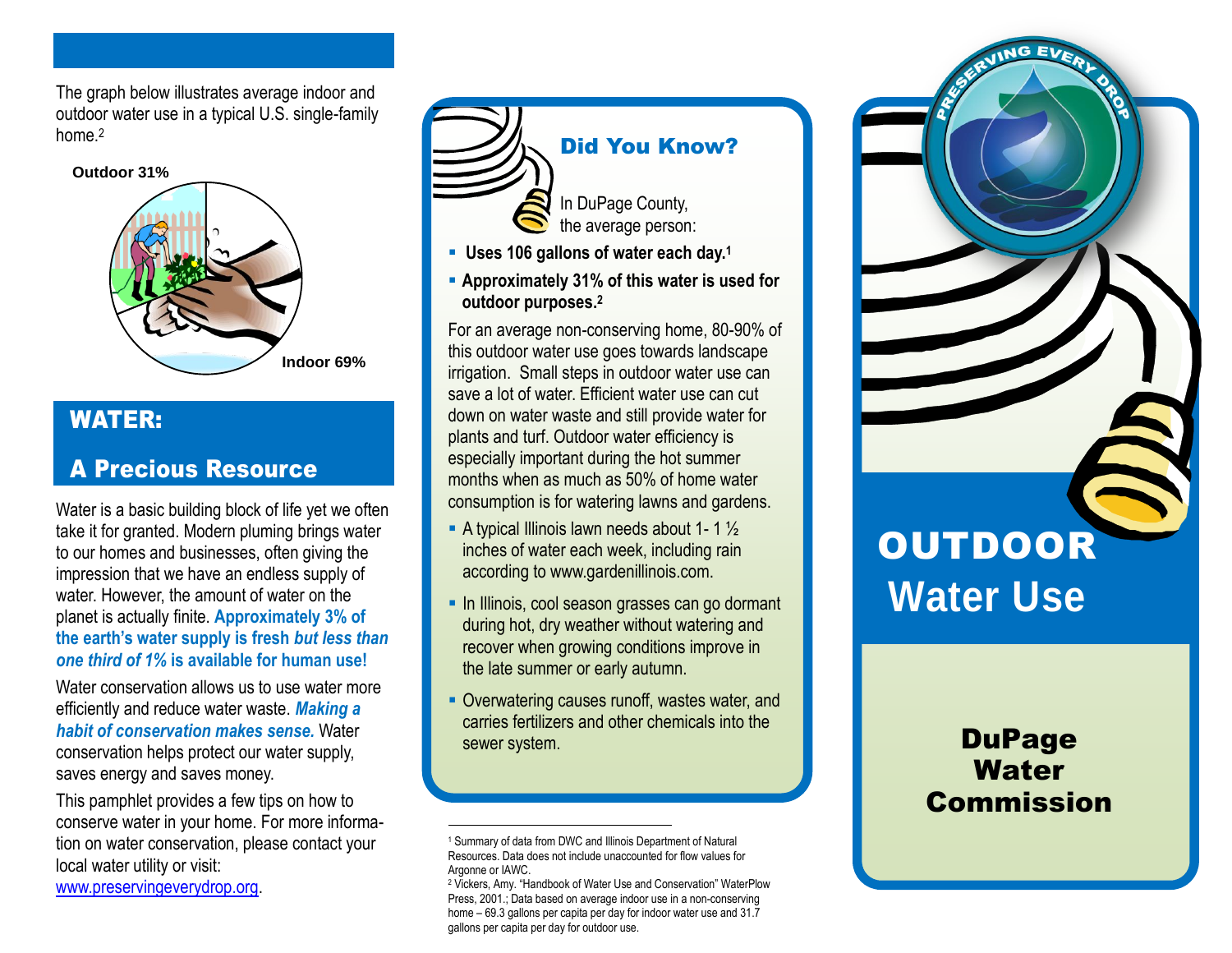The graph below illustrates average indoor and outdoor water use in a typical U.S. single-family home.[2]

**Outdoor 31%**

**Indoor 69%**

## WATER:

## A Precious Resource

Water is a basic building block of life yet we often take it for granted. Modern pluming brings water to our homes and businesses, often giving the impression that we have an endless supply of water. However, the amount of water on the planet is actually finite. **Approximately 3% of the earth's water supply is fresh *but less than one third of 1%* is available for human use!**

Water conservation allows us to use water more efficiently and reduce water waste. ***Making a habit of conservation makes sense.*** Water conservation helps protect our water supply, saves energy and saves money.

This pamphlet provides a few tips on how to conserve water in your home. For more information on water conservation, please contact your local water utility or visit: www.preservingeverydrop.org.

### Did You Know?

In DuPage County, the average person:

- **Uses 106 gallons of water each day.**[1]
- **Approximately 31% of this water is used for outdoor purposes.**[2]

For an average non-conserving home, 80-90% of this outdoor water use goes towards landscape irrigation. Small steps in outdoor water use can save a lot of water. Efficient water use can cut down on water waste and still provide water for plants and turf. Outdoor water efficiency is especially important during the hot summer months when as much as 50% of home water consumption is for watering lawns and gardens.

- A typical Illinois lawn needs about 1- 1 ½ inches of water each week, including rain according to www.gardenillinois.com.
- In Illinois, cool season grasses can go dormant during hot, dry weather without watering and recover when growing conditions improve in the late summer or early autumn.
- Overwatering causes runoff, wastes water, and carries fertilizers and other chemicals into the sewer system.

---

[1] Summary of data from DWC and Illinois Department of Natural Resources. Data does not include unaccounted for flow values for Argonne or IAWC.

[2] Vickers, Amy. "Handbook of Water Use and Conservation" WaterPlow Press, 2001.; Data based on average indoor use in a non-conserving home – 69.3 gallons per capita per day for indoor water use and 31.7 gallons per capita per day for outdoor use.

PRESERVING EVERY DROP

# OUTDOOR Water Use

## DuPage Water Commission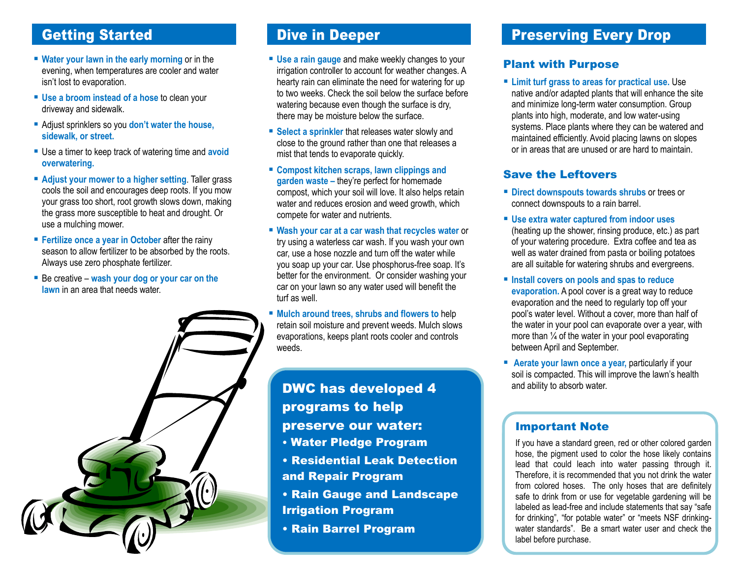## Getting Started

- **Water your lawn in the early morning** or in the evening, when temperatures are cooler and water isn't lost to evaporation.
- **Use a broom instead of a hose** to clean your driveway and sidewalk.
- Adjust sprinklers so you **don't water the house, sidewalk, or street.**
- Use a timer to keep track of watering time and **avoid overwatering.**
- **Adjust your mower to a higher setting**. Taller grass cools the soil and encourages deep roots. If you mow your grass too short, root growth slows down, making the grass more susceptible to heat and drought. Or use a mulching mower.
- **Fertilize once a year in October** after the rainy season to allow fertilizer to be absorbed by the roots. Always use zero phosphate fertilizer.
- Be creative – **wash your dog or your car on the lawn** in an area that needs water.

## Dive in Deeper

- **Use a rain gauge** and make weekly changes to your irrigation controller to account for weather changes. A hearty rain can eliminate the need for watering for up to two weeks. Check the soil below the surface before watering because even though the surface is dry, there may be moisture below the surface.
- **Select a sprinkler** that releases water slowly and close to the ground rather than one that releases a mist that tends to evaporate quickly.
- **Compost kitchen scraps, lawn clippings and garden waste –** they're perfect for homemade compost, which your soil will love. It also helps retain water and reduces erosion and weed growth, which compete for water and nutrients.
- **Wash your car at a car wash that recycles water** or try using a waterless car wash. If you wash your own car, use a hose nozzle and turn off the water while you soap up your car. Use phosphorus-free soap. It's better for the environment. Or consider washing your car on your lawn so any water used will benefit the turf as well.
- **Mulch around trees, shrubs and flowers to** help retain soil moisture and prevent weeds. Mulch slows evaporations, keeps plant roots cooler and controls weeds.

**DWC has developed 4 programs to help preserve our water:**

- **Water Pledge Program**
- **Residential Leak Detection and Repair Program**
- **Rain Gauge and Landscape Irrigation Program**
- **Rain Barrel Program**

## Preserving Every Drop

### Plant with Purpose

- **Limit turf grass to areas for practical use.** Use native and/or adapted plants that will enhance the site and minimize long-term water consumption. Group plants into high, moderate, and low water-using systems. Place plants where they can be watered and maintained efficiently. Avoid placing lawns on slopes or in areas that are unused or are hard to maintain.

### Save the Leftovers

- **Direct downspouts towards shrubs** or trees or connect downspouts to a rain barrel.
- **Use extra water captured from indoor uses** (heating up the shower, rinsing produce, etc.) as part of your watering procedure. Extra coffee and tea as well as water drained from pasta or boiling potatoes are all suitable for watering shrubs and evergreens.
- **Install covers on pools and spas to reduce evaporation.** A pool cover is a great way to reduce evaporation and the need to regularly top off your pool's water level. Without a cover, more than half of the water in your pool can evaporate over a year, with more than ¼ of the water in your pool evaporating between April and September.
- **Aerate your lawn once a year,** particularly if your soil is compacted. This will improve the lawn's health and ability to absorb water.

### Important Note

If you have a standard green, red or other colored garden hose, the pigment used to color the hose likely contains lead that could leach into water passing through it. Therefore, it is recommended that you not drink the water from colored hoses. The only hoses that are definitely safe to drink from or use for vegetable gardening will be labeled as lead-free and include statements that say "safe for drinking", "for potable water" or "meets NSF drinking-water standards". Be a smart water user and check the label before purchase.